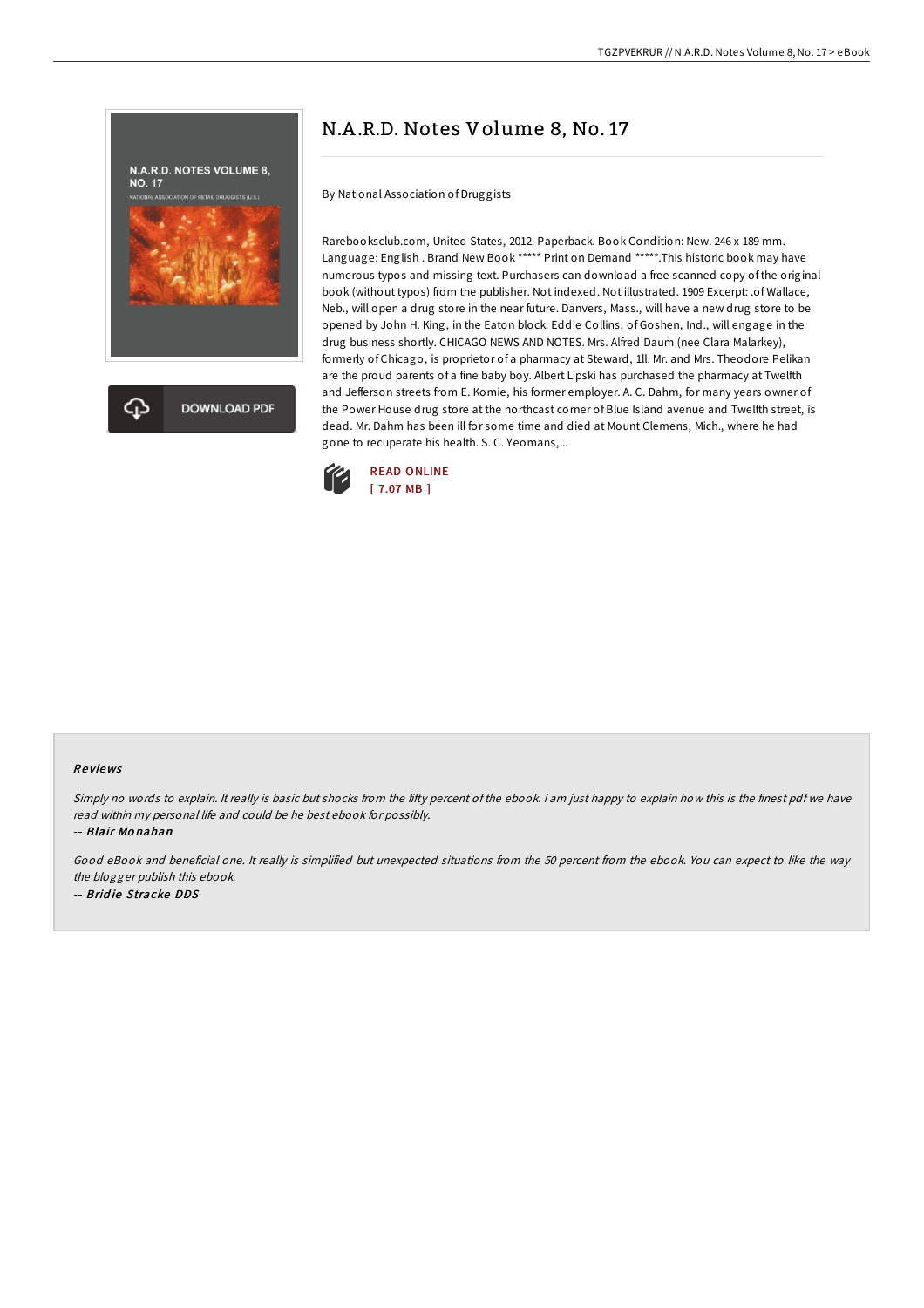# N.A.R.D. Notes Volume 8, No. 17

By National Association of Druggists

Rarebooksclub.com, United States, 2012. Paperback. Book Condition: New. 246 x 189 mm. Language: English . Brand New Book ***** Print on Demand *****.This historic book may have numerous typos and missing text. Purchasers can download a free scanned copy of the original book (without typos) from the publisher. Not indexed. Not illustrated. 1909 Excerpt: .of Wallace, Neb., will open a drug store in the near future. Danvers, Mass., will have a new drug store to be opened by John H. King, in the Eaton block. Eddie Collins, of Goshen, Ind., will engage in the drug business shortly. CHICAGO NEWS AND NOTES. Mrs. Alfred Daum (nee Clara Malarkey), formerly of Chicago, is proprietor of a pharmacy at Steward, 1ll. Mr. and Mrs. Theodore Pelikan are the proud parents of a fine baby boy. Albert Lipski has purchased the pharmacy at Twelfth and Jefferson streets from E. Komie, his former employer. A. C. Dahm, for many years owner of the Power House drug store at the northcast corner of Blue Island avenue and Twelfth street, is dead. Mr. Dahm has been ill for some time and died at Mount Clemens, Mich., where he had gone to recuperate his health. S. C. Yeomans,...

READ ONLINE
[ 7.07 MB ]

## Reviews

*Simply no words to explain. It really is basic but shocks from the fifty percent of the ebook. I am just happy to explain how this is the finest pdf we have read within my personal life and could be he best ebook for possibly.*

-- ***Blair Monahan***

*Good eBook and beneficial one. It really is simplified but unexpected situations from the 50 percent from the ebook. You can expect to like the way the blogger publish this ebook.*

-- ***Bridie Stracke DDS***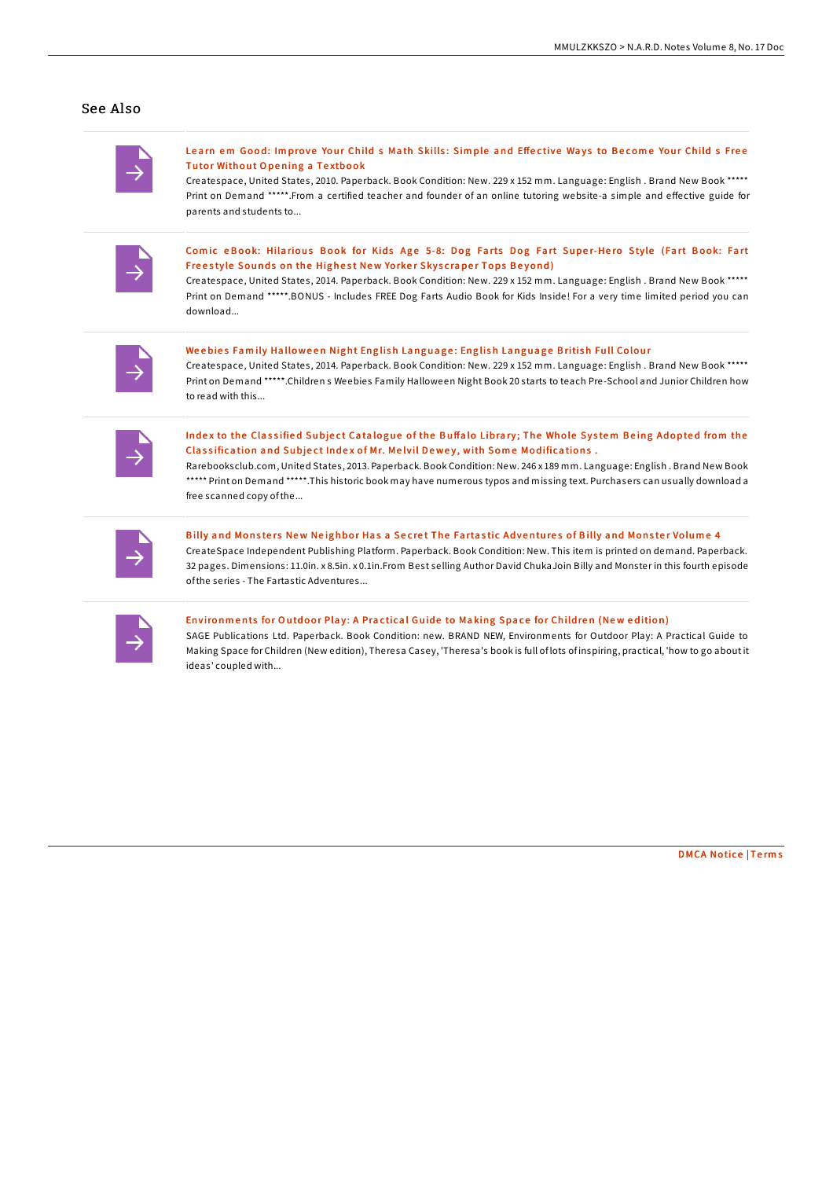## See Also

**Learn em Good: Improve Your Child s Math Skills: Simple and Effective Ways to Become Your Child s Free Tutor Without Opening a Textbook**

Createspace, United States, 2010. Paperback. Book Condition: New. 229 x 152 mm. Language: English . Brand New Book ***** Print on Demand *****.From a certified teacher and founder of an online tutoring website-a simple and effective guide for parents and students to...

**Comic eBook: Hilarious Book for Kids Age 5-8: Dog Farts Dog Fart Super-Hero Style (Fart Book: Fart Freestyle Sounds on the Highest New Yorker Skyscraper Tops Beyond)**

Createspace, United States, 2014. Paperback. Book Condition: New. 229 x 152 mm. Language: English . Brand New Book ***** Print on Demand *****.BONUS - Includes FREE Dog Farts Audio Book for Kids Inside! For a very time limited period you can download...

**Weebies Family Halloween Night English Language: English Language British Full Colour**

Createspace, United States, 2014. Paperback. Book Condition: New. 229 x 152 mm. Language: English . Brand New Book ***** Print on Demand *****.Children s Weebies Family Halloween Night Book 20 starts to teach Pre-School and Junior Children how to read with this...

**Index to the Classified Subject Catalogue of the Buffalo Library; The Whole System Being Adopted from the Classification and Subject Index of Mr. Melvil Dewey, with Some Modifications .**

Rarebooksclub.com, United States, 2013. Paperback. Book Condition: New. 246 x 189 mm. Language: English . Brand New Book ***** Print on Demand *****.This historic book may have numerous typos and missing text. Purchasers can usually download a free scanned copy of the...

**Billy and Monsters New Neighbor Has a Secret The Fartastic Adventures of Billy and Monster Volume 4**

CreateSpace Independent Publishing Platform. Paperback. Book Condition: New. This item is printed on demand. Paperback. 32 pages. Dimensions: 11.0in. x 8.5in. x 0.1in.From Best selling Author David ChukaJoin Billy and Monster in this fourth episode of the series - The Fartastic Adventures...

**Environments for Outdoor Play: A Practical Guide to Making Space for Children (New edition)**

SAGE Publications Ltd. Paperback. Book Condition: new. BRAND NEW, Environments for Outdoor Play: A Practical Guide to Making Space for Children (New edition), Theresa Casey, 'Theresa's book is full of lots of inspiring, practical, 'how to go about it ideas' coupled with...